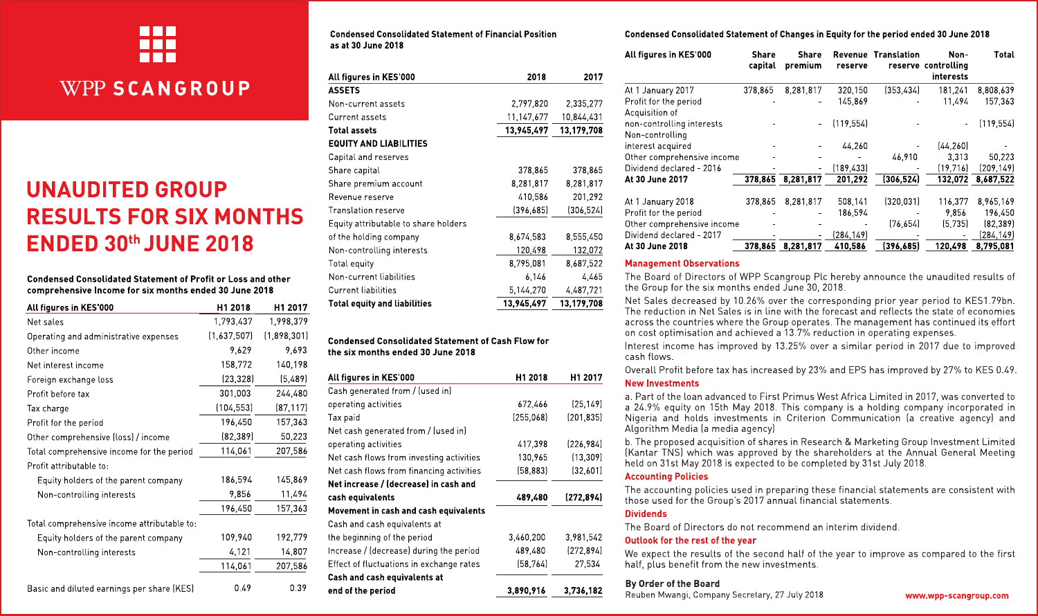# WPP SCANGROUP

# UNAUDITED GROUP RESULTS FOR SIX MONTHS ENDED 30th JUNE 2018

### Condensed Consolidated Statement of Profit or Loss and other comprehensive Income for six months ended 30 June 2018

| All figures in KES'000 | H1 2018 | H1 2017 |
|---|---|---|
| Net sales | 1,793,437 | 1,998,379 |
| Operating and administrative expenses | (1,637,507) | (1,898,301) |
| Other income | 9,629 | 9,693 |
| Net interest income | 158,772 | 140,198 |
| Foreign exchange loss | (23,328) | (5,489) |
| Profit before tax | 301,003 | 244,480 |
| Tax charge | (104,553) | (87,117) |
| Profit for the period | 196,450 | 157,363 |
| Other comprehensive (loss) / income | (82,389) | 50,223 |
| Total comprehensive income for the period | 114,061 | 207,586 |
| Profit attributable to: | | |
| Equity holders of the parent company | 186,594 | 145,869 |
| Non-controlling interests | 9,856 | 11,494 |
| | 196,450 | 157,363 |
| Total comprehensive income attributable to: | | |
| Equity holders of the parent company | 109,940 | 192,779 |
| Non-controlling interests | 4,121 | 14,807 |
| | 114,061 | 207,586 |
| Basic and diluted earnings per share (KES) | 0.49 | 0.39 |

### Condensed Consolidated Statement of Financial Position as at 30 June 2018

| All figures in KES'000 | 2018 | 2017 |
|---|---|---|
| **ASSETS** | | |
| Non-current assets | 2,797,820 | 2,335,277 |
| Current assets | 11,147,677 | 10,844,431 |
| **Total assets** | **13,945,497** | **13,179,708** |
| **EQUITY AND LIABILITIES** | | |
| Capital and reserves | | |
| Share capital | 378,865 | 378,865 |
| Share premium account | 8,281,817 | 8,281,817 |
| Revenue reserve | 410,586 | 201,292 |
| Translation reserve | (396,685) | (306,524) |
| Equity attributable to share holders of the holding company | 8,674,583 | 8,555,450 |
| Non-controlling interests | 120,498 | 132,072 |
| Total equity | 8,795,081 | 8,687,522 |
| Non-current liabilities | 6,146 | 4,465 |
| Current liabilities | 5,144,270 | 4,487,721 |
| **Total equity and liabilities** | **13,945,497** | **13,179,708** |

### Condensed Consolidated Statement of Cash Flow for the six months ended 30 June 2018

| All figures in KES'000 | H1 2018 | H1 2017 |
|---|---|---|
| Cash generated from / (used in) operating activities | 672,466 | (25,149) |
| Tax paid | (255,068) | (201,835) |
| Net cash generated from / (used in) operating activities | 417,398 | (226,984) |
| Net cash flows from investing activities | 130,965 | (13,309) |
| Net cash flows from financing activities | (58,883) | (32,601) |
| **Net increase / (decrease) in cash and cash equivalents** | **489,480** | **(272,894)** |
| **Movement in cash and cash equivalents** | | |
| Cash and cash equivalents at the beginning of the period | 3,460,200 | 3,981,542 |
| Increase / (decrease) during the period | 489,480 | (272,894) |
| Effect of fluctuations in exchange rates | (58,764) | 27,534 |
| **Cash and cash equivalents at end of the period** | **3,890,916** | **3,736,182** |

### Condensed Consolidated Statement of Changes in Equity for the period ended 30 June 2018

| All figures in KES'000 | Share capital | Share premium | Revenue reserve | Translation reserve | Non-controlling interests | Total |
|---|---|---|---|---|---|---|
| At 1 January 2017 | 378,865 | 8,281,817 | 320,150 | (353,434) | 181,241 | 8,808,639 |
| Profit for the period | - | - | 145,869 | - | 11,494 | 157,363 |
| Acquisition of non-controlling interests | - | - | (119,554) | - | - | (119,554) |
| Non-controlling interest acquired | - | - | 44,260 | - | (44,260) | - |
| Other comprehensive income | - | - | - | 46,910 | 3,313 | 50,223 |
| Dividend declared - 2016 | - | - | (189,433) | - | (19,716) | (209,149) |
| **At 30 June 2017** | **378,865** | **8,281,817** | **201,292** | **(306,524)** | **132,072** | **8,687,522** |
| At 1 January 2018 | 378,865 | 8,281,817 | 508,141 | (320,031) | 116,377 | 8,965,169 |
| Profit for the period | - | - | 186,594 | - | 9,856 | 196,450 |
| Other comprehensive income | - | - | - | (76,654) | (5,735) | (82,389) |
| Dividend declared - 2017 | - | - | (284,149) | - | - | (284,149) |
| **At 30 June 2018** | **378,865** | **8,281,817** | **410,586** | **(396,685)** | **120,498** | **8,795,081** |

### Management Observations

The Board of Directors of WPP Scangroup Plc hereby announce the unaudited results of the Group for the six months ended June 30, 2018.

Net Sales decreased by 10.26% over the corresponding prior year period to KES1.79bn. The reduction in Net Sales is in line with the forecast and reflects the state of economies across the countries where the Group operates. The management has continued its effort on cost optimisation and achieved a 13.7% reduction in operating expenses.

Interest income has improved by 13.25% over a similar period in 2017 due to improved cash flows.

Overall Profit before tax has increased by 23% and EPS has improved by 27% to KES 0.49.

### New Investments

a. Part of the loan advanced to First Primus West Africa Limited in 2017, was converted to a 24.9% equity on 15th May 2018. This company is a holding company incorporated in Nigeria and holds investments in Criterion Communication (a creative agency) and Algorithm Media (a media agency)

b. The proposed acquisition of shares in Research & Marketing Group Investment Limited (Kantar TNS) which was approved by the shareholders at the Annual General Meeting held on 31st May 2018 is expected to be completed by 31st July 2018.

### Accounting Policies

The accounting policies used in preparing these financial statements are consistent with those used for the Group's 2017 annual financial statements.

### Dividends

The Board of Directors do not recommend an interim dividend.

### Outlook for the rest of the year

We expect the results of the second half of the year to improve as compared to the first half, plus benefit from the new investments.

**By Order of the Board**

Reuben Mwangi, Company Secretary, 27 July 2018

www.wpp-scangroup.com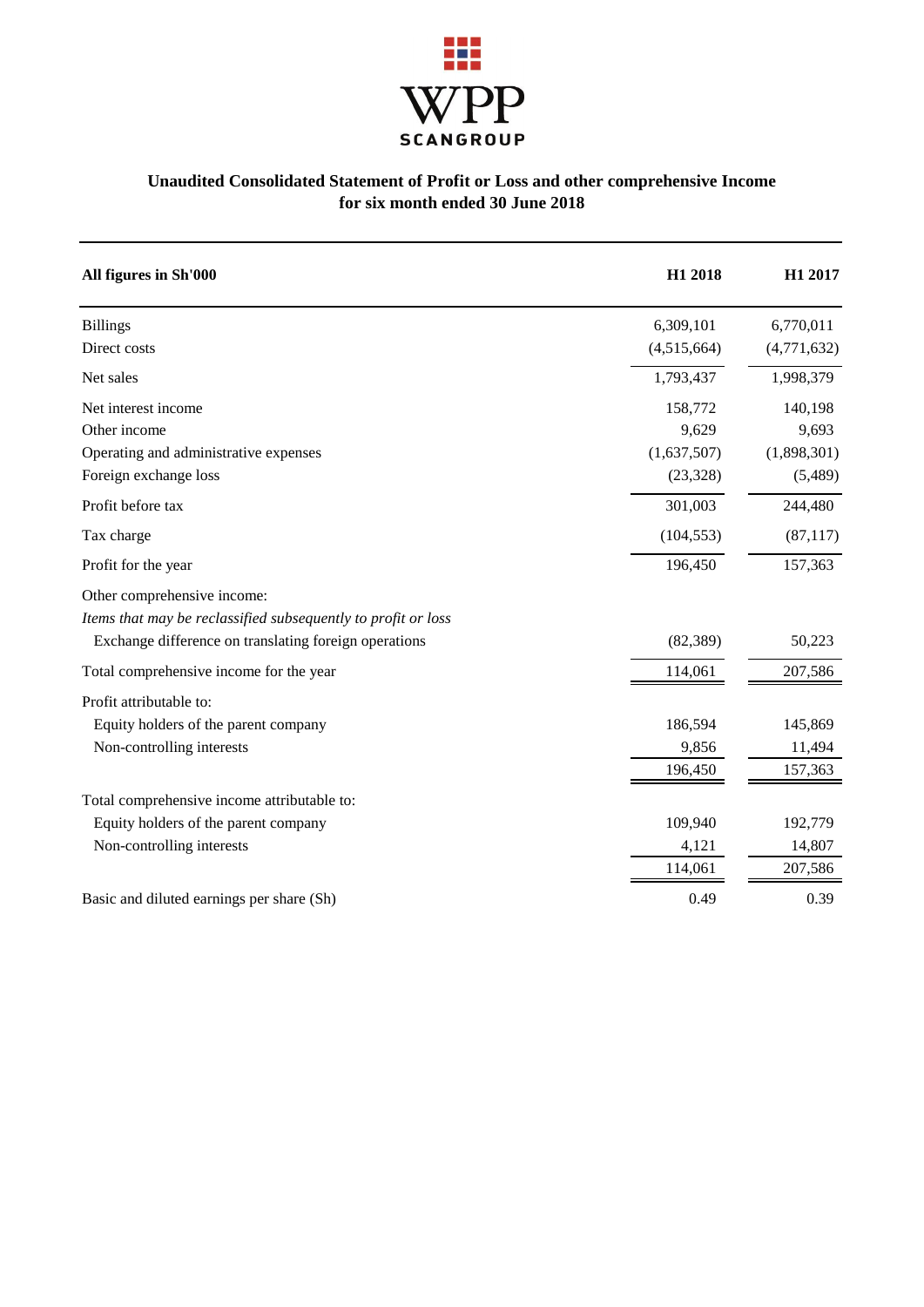WPP SCANGROUP

## Unaudited Consolidated Statement of Profit or Loss and other comprehensive Income for six month ended 30 June 2018

| All figures in Sh'000 | H1 2018 | H1 2017 |
|---|---|---|
| Billings | 6,309,101 | 6,770,011 |
| Direct costs | (4,515,664) | (4,771,632) |
| Net sales | 1,793,437 | 1,998,379 |
| Net interest income | 158,772 | 140,198 |
| Other income | 9,629 | 9,693 |
| Operating and administrative expenses | (1,637,507) | (1,898,301) |
| Foreign exchange loss | (23,328) | (5,489) |
| Profit before tax | 301,003 | 244,480 |
| Tax charge | (104,553) | (87,117) |
| Profit for the year | 196,450 | 157,363 |
| Other comprehensive income: | | |
| *Items that may be reclassified subsequently to profit or loss* | | |
| Exchange difference on translating foreign operations | (82,389) | 50,223 |
| Total comprehensive income for the year | 114,061 | 207,586 |
| Profit attributable to: | | |
| Equity holders of the parent company | 186,594 | 145,869 |
| Non-controlling interests | 9,856 | 11,494 |
| | 196,450 | 157,363 |
| Total comprehensive income attributable to: | | |
| Equity holders of the parent company | 109,940 | 192,779 |
| Non-controlling interests | 4,121 | 14,807 |
| | 114,061 | 207,586 |
| Basic and diluted earnings per share (Sh) | 0.49 | 0.39 |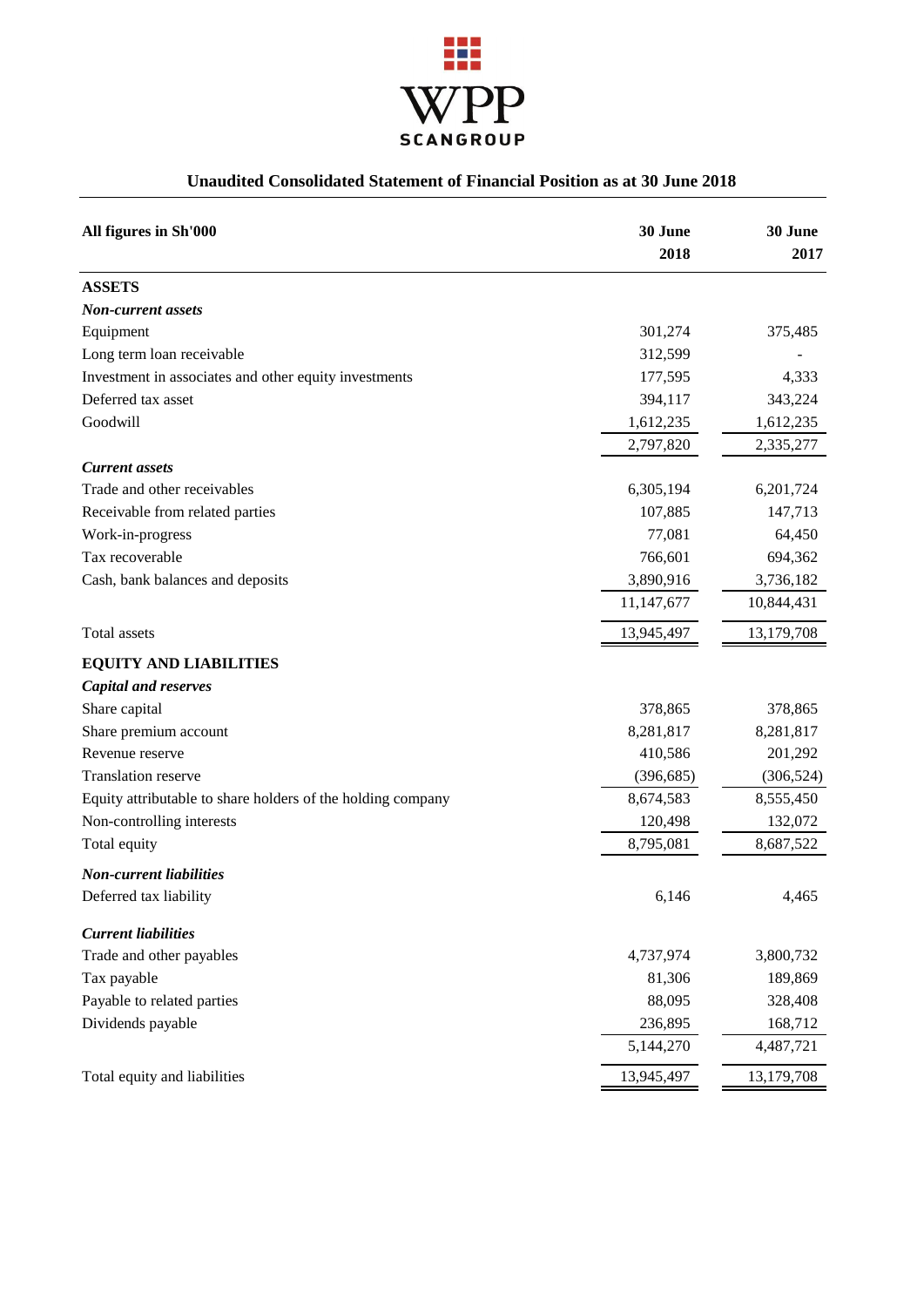WPP SCANGROUP

## Unaudited Consolidated Statement of Financial Position as at 30 June 2018

| All figures in Sh'000 | 30 June 2018 | 30 June 2017 |
|---|---|---|
| **ASSETS** | | |
| ***Non-current assets*** | | |
| Equipment | 301,274 | 375,485 |
| Long term loan receivable | 312,599 | - |
| Investment in associates and other equity investments | 177,595 | 4,333 |
| Deferred tax asset | 394,117 | 343,224 |
| Goodwill | 1,612,235 | 1,612,235 |
| | 2,797,820 | 2,335,277 |
| ***Current assets*** | | |
| Trade and other receivables | 6,305,194 | 6,201,724 |
| Receivable from related parties | 107,885 | 147,713 |
| Work-in-progress | 77,081 | 64,450 |
| Tax recoverable | 766,601 | 694,362 |
| Cash, bank balances and deposits | 3,890,916 | 3,736,182 |
| | 11,147,677 | 10,844,431 |
| Total assets | 13,945,497 | 13,179,708 |
| **EQUITY AND LIABILITIES** | | |
| ***Capital and reserves*** | | |
| Share capital | 378,865 | 378,865 |
| Share premium account | 8,281,817 | 8,281,817 |
| Revenue reserve | 410,586 | 201,292 |
| Translation reserve | (396,685) | (306,524) |
| Equity attributable to share holders of the holding company | 8,674,583 | 8,555,450 |
| Non-controlling interests | 120,498 | 132,072 |
| Total equity | 8,795,081 | 8,687,522 |
| ***Non-current liabilities*** | | |
| Deferred tax liability | 6,146 | 4,465 |
| ***Current liabilities*** | | |
| Trade and other payables | 4,737,974 | 3,800,732 |
| Tax payable | 81,306 | 189,869 |
| Payable to related parties | 88,095 | 328,408 |
| Dividends payable | 236,895 | 168,712 |
| | 5,144,270 | 4,487,721 |
| Total equity and liabilities | 13,945,497 | 13,179,708 |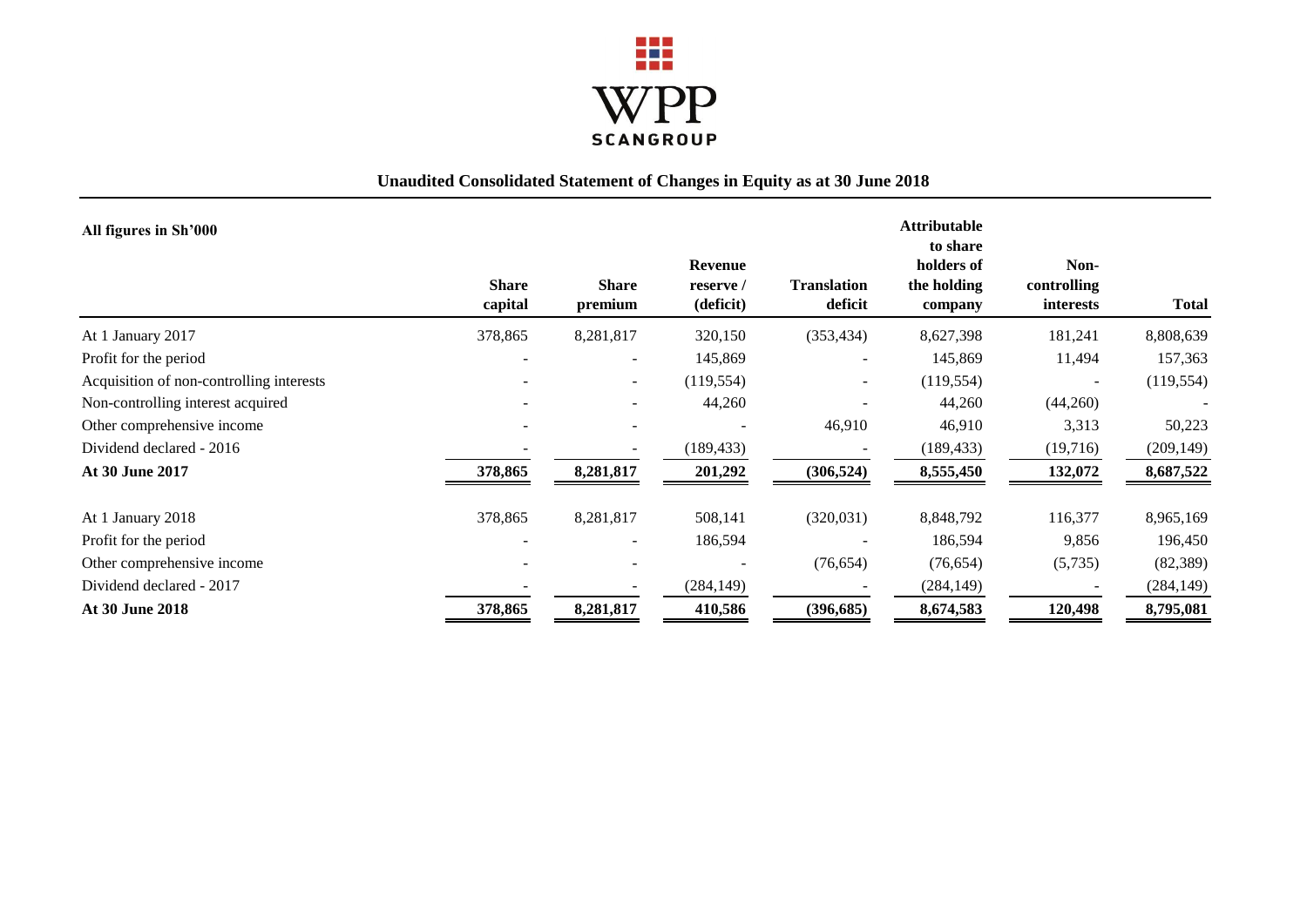WPP SCANGROUP

## Unaudited Consolidated Statement of Changes in Equity as at 30 June 2018

| All figures in Sh'000 | Share capital | Share premium | Revenue reserve / (deficit) | Translation deficit | Attributable to share holders of the holding company | Non-controlling interests | Total |
|---|---|---|---|---|---|---|---|
| At 1 January 2017 | 378,865 | 8,281,817 | 320,150 | (353,434) | 8,627,398 | 181,241 | 8,808,639 |
| Profit for the period | - | - | 145,869 | - | 145,869 | 11,494 | 157,363 |
| Acquisition of non-controlling interests | - | - | (119,554) | - | (119,554) | - | (119,554) |
| Non-controlling interest acquired | - | - | 44,260 | - | 44,260 | (44,260) | - |
| Other comprehensive income | - | - | - | 46,910 | 46,910 | 3,313 | 50,223 |
| Dividend declared - 2016 | - | - | (189,433) | - | (189,433) | (19,716) | (209,149) |
| **At 30 June 2017** | **378,865** | **8,281,817** | **201,292** | **(306,524)** | **8,555,450** | **132,072** | **8,687,522** |
| At 1 January 2018 | 378,865 | 8,281,817 | 508,141 | (320,031) | 8,848,792 | 116,377 | 8,965,169 |
| Profit for the period | - | - | 186,594 | - | 186,594 | 9,856 | 196,450 |
| Other comprehensive income | - | - | - | (76,654) | (76,654) | (5,735) | (82,389) |
| Dividend declared - 2017 | - | - | (284,149) | - | (284,149) | - | (284,149) |
| **At 30 June 2018** | **378,865** | **8,281,817** | **410,586** | **(396,685)** | **8,674,583** | **120,498** | **8,795,081** |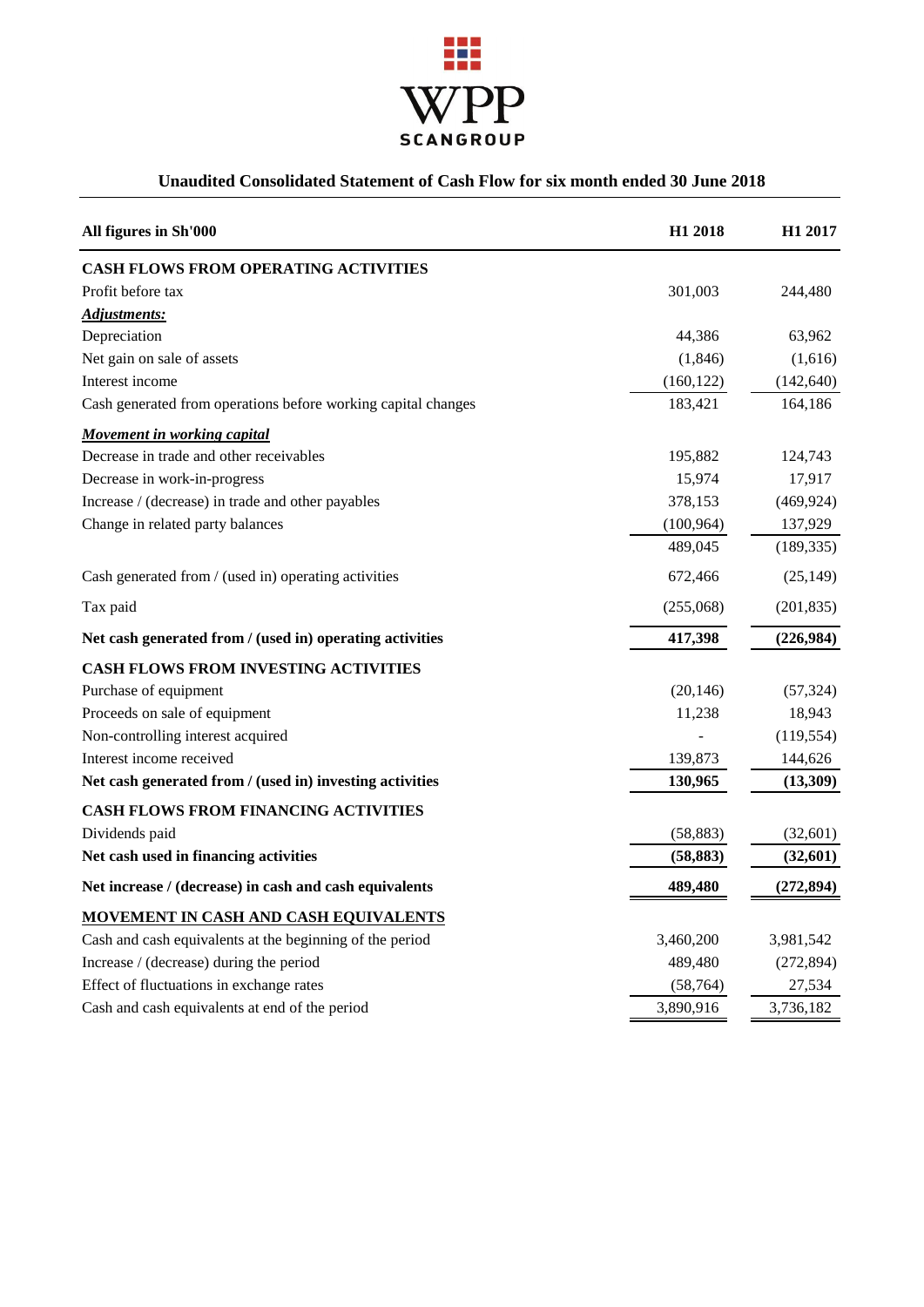WPP SCANGROUP

## Unaudited Consolidated Statement of Cash Flow for six month ended 30 June 2018

| All figures in Sh'000 | H1 2018 | H1 2017 |
|---|---|---|
| **CASH FLOWS FROM OPERATING ACTIVITIES** | | |
| Profit before tax | 301,003 | 244,480 |
| ***Adjustments:*** | | |
| Depreciation | 44,386 | 63,962 |
| Net gain on sale of assets | (1,846) | (1,616) |
| Interest income | (160,122) | (142,640) |
| Cash generated from operations before working capital changes | 183,421 | 164,186 |
| ***Movement in working capital*** | | |
| Decrease in trade and other receivables | 195,882 | 124,743 |
| Decrease in work-in-progress | 15,974 | 17,917 |
| Increase / (decrease) in trade and other payables | 378,153 | (469,924) |
| Change in related party balances | (100,964) | 137,929 |
| | 489,045 | (189,335) |
| Cash generated from / (used in) operating activities | 672,466 | (25,149) |
| Tax paid | (255,068) | (201,835) |
| **Net cash generated from / (used in) operating activities** | **417,398** | **(226,984)** |
| **CASH FLOWS FROM INVESTING ACTIVITIES** | | |
| Purchase of equipment | (20,146) | (57,324) |
| Proceeds on sale of equipment | 11,238 | 18,943 |
| Non-controlling interest acquired | - | (119,554) |
| Interest income received | 139,873 | 144,626 |
| **Net cash generated from / (used in) investing activities** | **130,965** | **(13,309)** |
| **CASH FLOWS FROM FINANCING ACTIVITIES** | | |
| Dividends paid | (58,883) | (32,601) |
| **Net cash used in financing activities** | **(58,883)** | **(32,601)** |
| **Net increase / (decrease) in cash and cash equivalents** | **489,480** | **(272,894)** |
| **MOVEMENT IN CASH AND CASH EQUIVALENTS** | | |
| Cash and cash equivalents at the beginning of the period | 3,460,200 | 3,981,542 |
| Increase / (decrease) during the period | 489,480 | (272,894) |
| Effect of fluctuations in exchange rates | (58,764) | 27,534 |
| Cash and cash equivalents at end of the period | 3,890,916 | 3,736,182 |